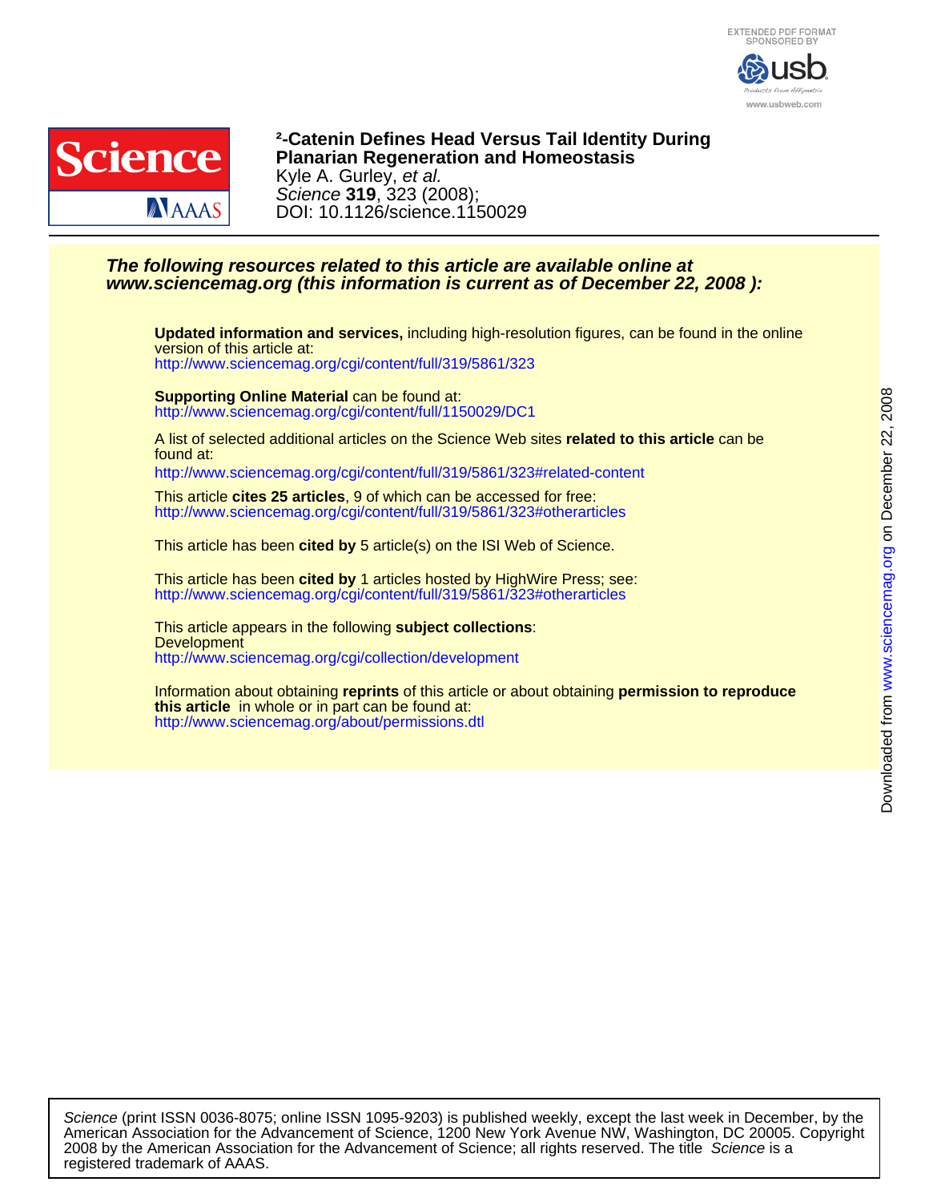# ²-Catenin Defines Head Versus Tail Identity During Planarian Regeneration and Homeostasis

Kyle A. Gurley, *et al.*

*Science* **319**, 323 (2008);

DOI: 10.1126/science.1150029

***The following resources related to this article are available online at www.sciencemag.org (this information is current as of December 22, 2008 ):***

**Updated information and services,** including high-resolution figures, can be found in the online version of this article at:
http://www.sciencemag.org/cgi/content/full/319/5861/323

**Supporting Online Material** can be found at:
http://www.sciencemag.org/cgi/content/full/1150029/DC1

A list of selected additional articles on the Science Web sites **related to this article** can be found at:
http://www.sciencemag.org/cgi/content/full/319/5861/323#related-content

This article **cites 25 articles**, 9 of which can be accessed for free:
http://www.sciencemag.org/cgi/content/full/319/5861/323#otherarticles

This article has been **cited by** 5 article(s) on the ISI Web of Science.

This article has been **cited by** 1 articles hosted by HighWire Press; see:
http://www.sciencemag.org/cgi/content/full/319/5861/323#otherarticles

This article appears in the following **subject collections**:
Development
http://www.sciencemag.org/cgi/collection/development

Information about obtaining **reprints** of this article or about obtaining **permission to reproduce this article** in whole or in part can be found at:
http://www.sciencemag.org/about/permissions.dtl

Downloaded from www.sciencemag.org on December 22, 2008

*Science* (print ISSN 0036-8075; online ISSN 1095-9203) is published weekly, except the last week in December, by the American Association for the Advancement of Science, 1200 New York Avenue NW, Washington, DC 20005. Copyright 2008 by the American Association for the Advancement of Science; all rights reserved. The title *Science* is a registered trademark of AAAS.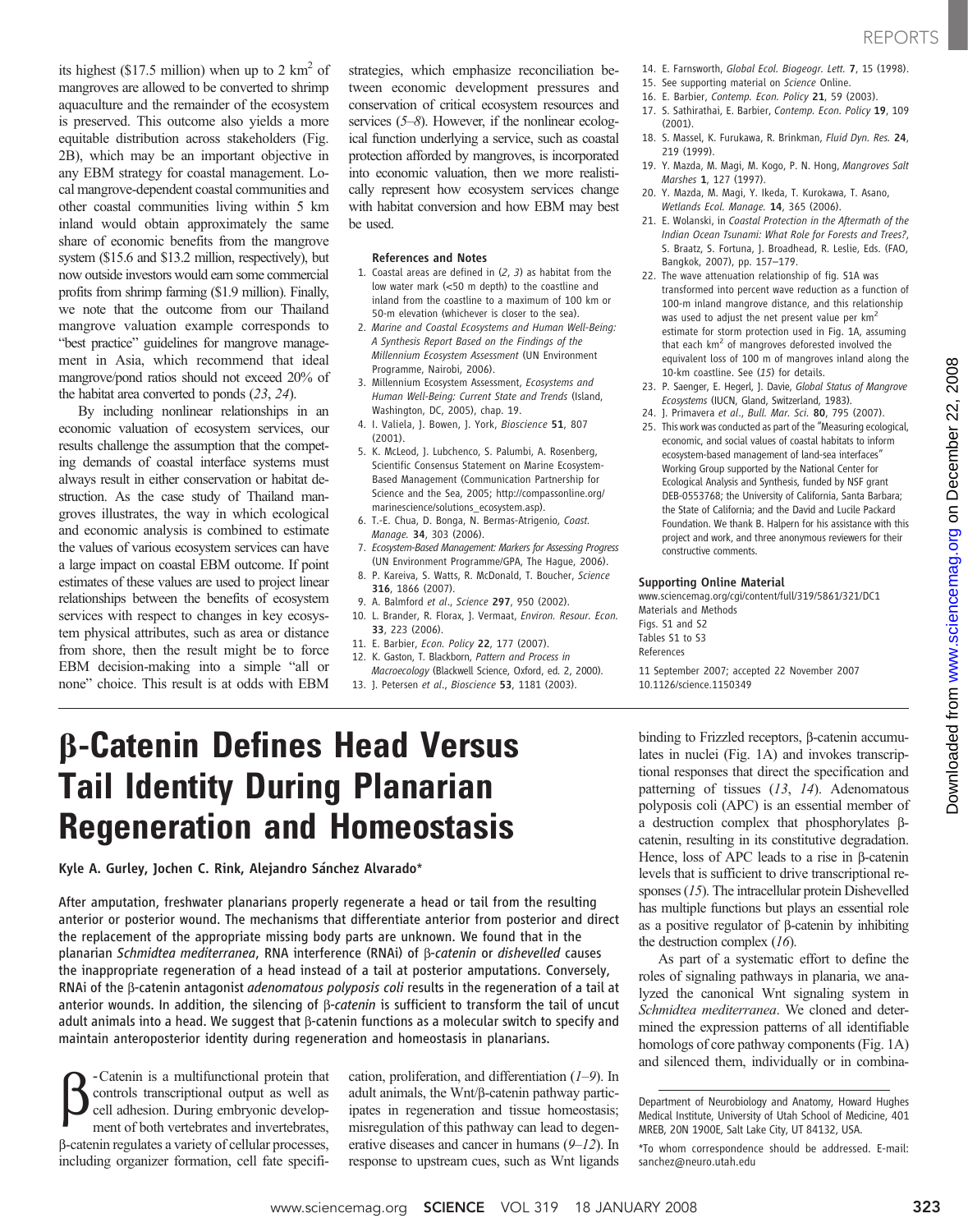its highest ($17.5 million) when up to 2 km$^2$ of mangroves are allowed to be converted to shrimp aquaculture and the remainder of the ecosystem is preserved. This outcome also yields a more equitable distribution across stakeholders (Fig. 2B), which may be an important objective in any EBM strategy for coastal management. Local mangrove-dependent coastal communities and other coastal communities living within 5 km inland would obtain approximately the same share of economic benefits from the mangrove system ($15.6 and $13.2 million, respectively), but now outside investors would earn some commercial profits from shrimp farming ($1.9 million). Finally, we note that the outcome from our Thailand mangrove valuation example corresponds to "best practice" guidelines for mangrove management in Asia, which recommend that ideal mangrove/pond ratios should not exceed 20% of the habitat area converted to ponds (*23*, *24*).

By including nonlinear relationships in an economic valuation of ecosystem services, our results challenge the assumption that the competing demands of coastal interface systems must always result in either conservation or habitat destruction. As the case study of Thailand mangroves illustrates, the way in which ecological and economic analysis is combined to estimate the values of various ecosystem services can have a large impact on coastal EBM outcome. If point estimates of these values are used to project linear relationships between the benefits of ecosystem services with respect to changes in key ecosystem physical attributes, such as area or distance from shore, then the result might be to force EBM decision-making into a simple "all or none" choice. This result is at odds with EBM strategies, which emphasize reconciliation between economic development pressures and conservation of critical ecosystem resources and services (*5*–*8*). However, if the nonlinear ecological function underlying a service, such as coastal protection afforded by mangroves, is incorporated into economic valuation, then we more realistically represent how ecosystem services change with habitat conversion and how EBM may best be used.

**References and Notes**

1. Coastal areas are defined in (*2*, *3*) as habitat from the low water mark (<50 m depth) to the coastline and inland from the coastline to a maximum of 100 km or 50-m elevation (whichever is closer to the sea).
2. *Marine and Coastal Ecosystems and Human Well-Being: A Synthesis Report Based on the Findings of the Millennium Ecosystem Assessment* (UN Environment Programme, Nairobi, 2006).
3. Millennium Ecosystem Assessment, *Ecosystems and Human Well-Being: Current State and Trends* (Island, Washington, DC, 2005), chap. 19.
4. I. Valiela, J. Bowen, J. York, *Bioscience* **51**, 807 (2001).
5. K. McLeod, J. Lubchenco, S. Palumbi, A. Rosenberg, Scientific Consensus Statement on Marine Ecosystem-Based Management (Communication Partnership for Science and the Sea, 2005; http://compassonline.org/marinescience/solutions_ecosystem.asp).
6. T.-E. Chua, D. Bonga, N. Bermas-Atrigenio, *Coast. Manage.* **34**, 303 (2006).
7. *Ecosystem-Based Management: Markers for Assessing Progress* (UN Environment Programme/GPA, The Hague, 2006).
8. P. Kareiva, S. Watts, R. McDonald, T. Boucher, *Science* **316**, 1866 (2007).
9. A. Balmford *et al*., *Science* **297**, 950 (2002).
10. L. Brander, R. Florax, J. Vermaat, *Environ. Resour. Econ.* **33**, 223 (2006).
11. E. Barbier, *Econ. Policy* **22**, 177 (2007).
12. K. Gaston, T. Blackborn, *Pattern and Process in Macroecology* (Blackwell Science, Oxford, ed. 2, 2000).
13. J. Petersen *et al*., *Bioscience* **53**, 1181 (2003).
14. E. Farnsworth, *Global Ecol. Biogeogr. Lett.* **7**, 15 (1998).
15. See supporting material on *Science* Online.
16. E. Barbier, *Contemp. Econ. Policy* **21**, 59 (2003).
17. S. Sathirathai, E. Barbier, *Contemp. Econ. Policy* **19**, 109 (2001).
18. S. Massel, K. Furukawa, R. Brinkman, *Fluid Dyn. Res.* **24**, 219 (1999).
19. Y. Mazda, M. Magi, M. Kogo, P. N. Hong, *Mangroves Salt Marshes* **1**, 127 (1997).
20. Y. Mazda, M. Magi, Y. Ikeda, T. Kurokawa, T. Asano, *Wetlands Ecol. Manage.* **14**, 365 (2006).
21. E. Wolanski, in *Coastal Protection in the Aftermath of the Indian Ocean Tsunami: What Role for Forests and Trees?*, S. Braatz, S. Fortuna, J. Broadhead, R. Leslie, Eds. (FAO, Bangkok, 2007), pp. 157–179.
22. The wave attenuation relationship of fig. S1A was transformed into percent wave reduction as a function of 100-m inland mangrove distance, and this relationship was used to adjust the net present value per km$^2$ estimate for storm protection used in Fig. 1A, assuming that each km$^2$ of mangroves deforested involved the equivalent loss of 100 m of mangroves inland along the 10-km coastline. See (*15*) for details.
23. P. Saenger, E. Hegerl, J. Davie, *Global Status of Mangrove Ecosystems* (IUCN, Gland, Switzerland, 1983).
24. J. Primavera *et al*., *Bull. Mar. Sci.* **80**, 795 (2007).
25. This work was conducted as part of the "Measuring ecological, economic, and social values of coastal habitats to inform ecosystem-based management of land-sea interfaces" Working Group supported by the National Center for Ecological Analysis and Synthesis, funded by NSF grant DEB-0553768; the University of California, Santa Barbara; the State of California; and the David and Lucile Packard Foundation. We thank B. Halpern for his assistance with this project and work, and three anonymous reviewers for their constructive comments.

**Supporting Online Material**

www.sciencemag.org/cgi/content/full/319/5861/321/DC1
Materials and Methods
Figs. S1 and S2
Tables S1 to S3
References

11 September 2007; accepted 22 November 2007
10.1126/science.1150349

# β-Catenin Defines Head Versus Tail Identity During Planarian Regeneration and Homeostasis

**Kyle A. Gurley, Jochen C. Rink, Alejandro Sánchez Alvarado***

After amputation, freshwater planarians properly regenerate a head or tail from the resulting anterior or posterior wound. The mechanisms that differentiate anterior from posterior and direct the replacement of the appropriate missing body parts are unknown. We found that in the planarian *Schmidtea mediterranea*, RNA interference (RNAi) of *β-catenin* or *dishevelled* causes the inappropriate regeneration of a head instead of a tail at posterior amputations. Conversely, RNAi of the β-catenin antagonist *adenomatous polyposis coli* results in the regeneration of a tail at anterior wounds. In addition, the silencing of *β-catenin* is sufficient to transform the tail of uncut adult animals into a head. We suggest that β-catenin functions as a molecular switch to specify and maintain anteroposterior identity during regeneration and homeostasis in planarians.

β-Catenin is a multifunctional protein that controls transcriptional output as well as cell adhesion. During embryonic development of both vertebrates and invertebrates, β-catenin regulates a variety of cellular processes, including organizer formation, cell fate specification, proliferation, and differentiation (*1*–*9*). In adult animals, the Wnt/β-catenin pathway participates in regeneration and tissue homeostasis; misregulation of this pathway can lead to degenerative diseases and cancer in humans (*9*–*12*). In response to upstream cues, such as Wnt ligands binding to Frizzled receptors, β-catenin accumulates in nuclei (Fig. 1A) and invokes transcriptional responses that direct the specification and patterning of tissues (*13*, *14*). Adenomatous polyposis coli (APC) is an essential member of a destruction complex that phosphorylates β-catenin, resulting in its constitutive degradation. Hence, loss of APC leads to a rise in β-catenin levels that is sufficient to drive transcriptional responses (*15*). The intracellular protein Dishevelled has multiple functions but plays an essential role as a positive regulator of β-catenin by inhibiting the destruction complex (*16*).

As part of a systematic effort to define the roles of signaling pathways in planaria, we analyzed the canonical Wnt signaling system in *Schmidtea mediterranea*. We cloned and determined the expression patterns of all identifiable homologs of core pathway components (Fig. 1A) and silenced them, individually or in combina-

Department of Neurobiology and Anatomy, Howard Hughes Medical Institute, University of Utah School of Medicine, 401 MREB, 20N 1900E, Salt Lake City, UT 84132, USA.

*To whom correspondence should be addressed. E-mail: sanchez@neuro.utah.edu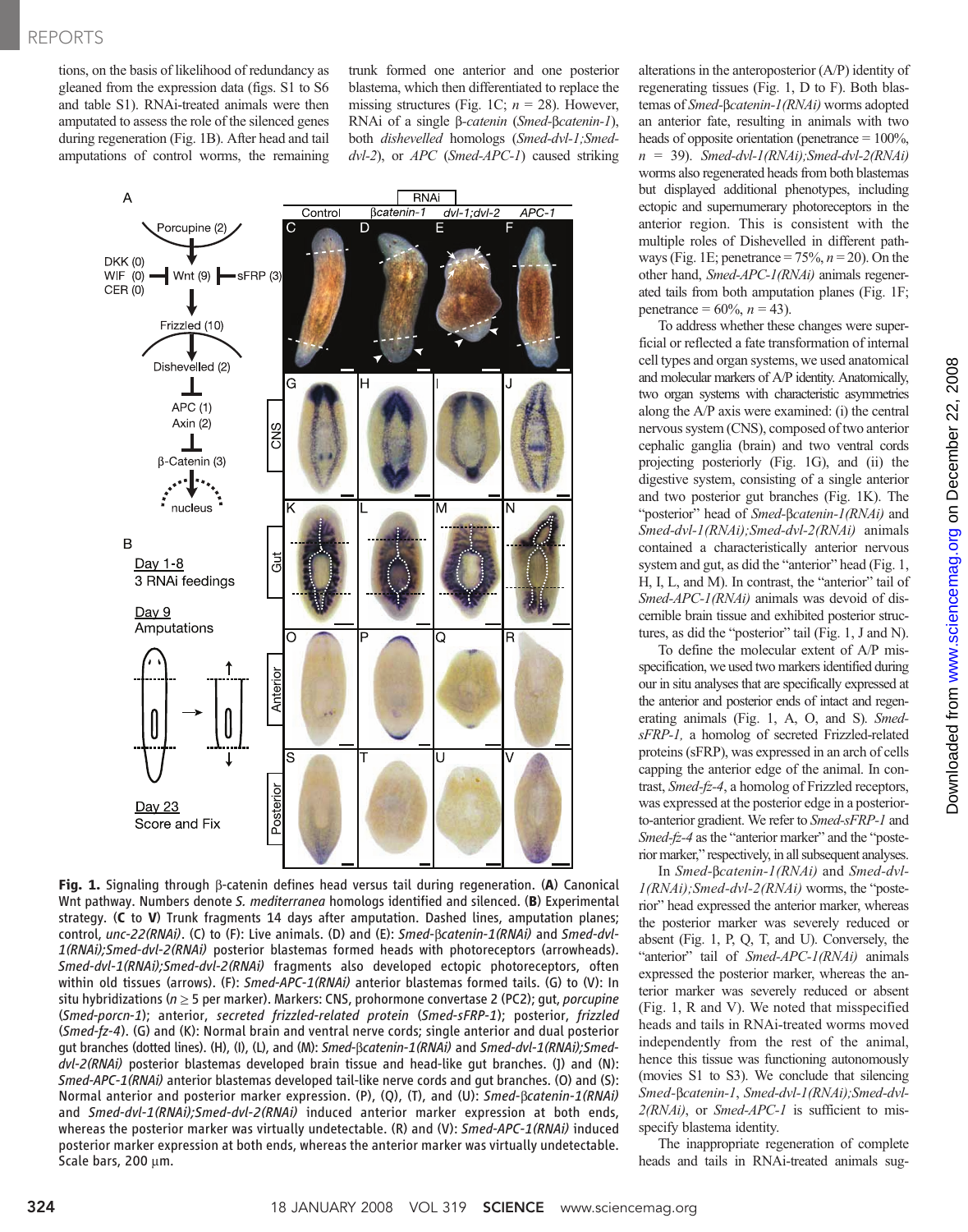tions, on the basis of likelihood of redundancy as gleaned from the expression data (figs. S1 to S6 and table S1). RNAi-treated animals were then amputated to assess the role of the silenced genes during regeneration (Fig. 1B). After head and tail amputations of control worms, the remaining trunk formed one anterior and one posterior blastema, which then differentiated to replace the missing structures (Fig. 1C; *n* = 28). However, RNAi of a single β-*catenin* (*Smed*-β*catenin-1*), both *disheveled* homologs (*Smed-dvl-1;Smed-dvl-2*), or *APC* (*Smed-APC-1*) caused striking alterations in the anteroposterior (A/P) identity of regenerating tissues (Fig. 1, D to F). Both blastemas of *Smed*-β*catenin-1(RNAi)* worms adopted an anterior fate, resulting in animals with two heads of opposite orientation (penetrance = 100%, *n* = 39). *Smed-dvl-1(RNAi);Smed-dvl-2(RNAi)* worms also regenerated heads from both blastemas but displayed additional phenotypes, including ectopic and supernumerary photoreceptors in the anterior region. This is consistent with the multiple roles of Dishevelled in different pathways (Fig. 1E; penetrance = 75%, *n* = 20). On the other hand, *Smed-APC-1(RNAi)* animals regenerated tails from both amputation planes (Fig. 1F; penetrance = 60%, *n* = 43).

To address whether these changes were superficial or reflected a fate transformation of internal cell types and organ systems, we used anatomical and molecular markers of A/P identity. Anatomically, two organ systems with characteristic asymmetries along the A/P axis were examined: (i) the central nervous system (CNS), composed of two anterior cephalic ganglia (brain) and two ventral cords projecting posteriorly (Fig. 1G), and (ii) the digestive system, consisting of a single anterior and two posterior gut branches (Fig. 1K). The "posterior" head of *Smed*-β*catenin-1(RNAi)* and *Smed-dvl-1(RNAi);Smed-dvl-2(RNAi)* animals contained a characteristically anterior nervous system and gut, as did the "anterior" head (Fig. 1, H, I, L, and M). In contrast, the "anterior" tail of *Smed-APC-1(RNAi)* animals was devoid of discernible brain tissue and exhibited posterior structures, as did the "posterior" tail (Fig. 1, J and N).

To define the molecular extent of A/P misspecification, we used two markers identified during our in situ analyses that are specifically expressed at the anterior and posterior ends of intact and regenerating animals (Fig. 1, A, O, and S). *Smed-sFRP-1,* a homolog of secreted Frizzled-related proteins (sFRP), was expressed in an arch of cells capping the anterior edge of the animal. In contrast, *Smed-fz-4*, a homolog of Frizzled receptors, was expressed at the posterior edge in a posterior-to-anterior gradient. We refer to *Smed-sFRP-1* and *Smed-fz-4* as the "anterior marker" and the "posterior marker," respectively, in all subsequent analyses.

In *Smed*-β*catenin-1(RNAi)* and *Smed-dvl-1(RNAi);Smed-dvl-2(RNAi)* worms, the "posterior" head expressed the anterior marker, whereas the posterior marker was severely reduced or absent (Fig. 1, P, Q, T, and U). Conversely, the "anterior" tail of *Smed-APC-1(RNAi)* animals expressed the posterior marker, whereas the anterior marker was severely reduced or absent (Fig. 1, R and V). We noted that misspecified heads and tails in RNAi-treated worms moved independently from the rest of the animal, hence this tissue was functioning autonomously (movies S1 to S3). We conclude that silencing *Smed*-β*catenin-1*, *Smed-dvl-1(RNAi);Smed-dvl-2(RNAi)*, or *Smed-APC-1* is sufficient to misspecify blastema identity.

The inappropriate regeneration of complete heads and tails in RNAi-treated animals sug-

**Fig. 1.** Signaling through β-catenin defines head versus tail during regeneration. (**A**) Canonical Wnt pathway. Numbers denote *S. mediterranea* homologs identified and silenced. (**B**) Experimental strategy. (**C** to **V**) Trunk fragments 14 days after amputation. Dashed lines, amputation planes; control, *unc-22(RNAi)*. (C) to (F): Live animals. (D) and (E): *Smed*-β*catenin-1(RNAi)* and *Smed-dvl-1(RNAi);Smed-dvl-2(RNAi)* posterior blastemas formed heads with photoreceptors (arrowheads). *Smed-dvl-1(RNAi);Smed-dvl-2(RNAi)* fragments also developed ectopic photoreceptors, often within old tissues (arrows). (F): *Smed-APC-1(RNAi)* anterior blastemas formed tails. (G) to (V): In situ hybridizations (*n* ≥ 5 per marker). Markers: CNS, prohormone convertase 2 (PC2); gut, *porcupine* (*Smed-porcn-1*); anterior, *secreted frizzled-related protein* (*Smed-sFRP-1*); posterior, *frizzled* (*Smed-fz-4*). (G) and (K): Normal brain and ventral nerve cords; single anterior and dual posterior gut branches (dotted lines). (H), (I), (L), and (M): *Smed*-β*catenin-1(RNAi)* and *Smed-dvl-1(RNAi);Smed-dvl-2(RNAi)* posterior blastemas developed brain tissue and head-like gut branches. (J) and (N): *Smed-APC-1(RNAi)* anterior blastemas developed tail-like nerve cords and gut branches. (O) and (S): Normal anterior and posterior marker expression. (P), (Q), (T), and (U): *Smed*-β*catenin-1(RNAi)* and *Smed-dvl-1(RNAi);Smed-dvl-2(RNAi)* induced anterior marker expression at both ends, whereas the posterior marker was virtually undetectable. (R) and (V): *Smed-APC-1(RNAi)* induced posterior marker expression at both ends, whereas the anterior marker was virtually undetectable. Scale bars, 200 μm.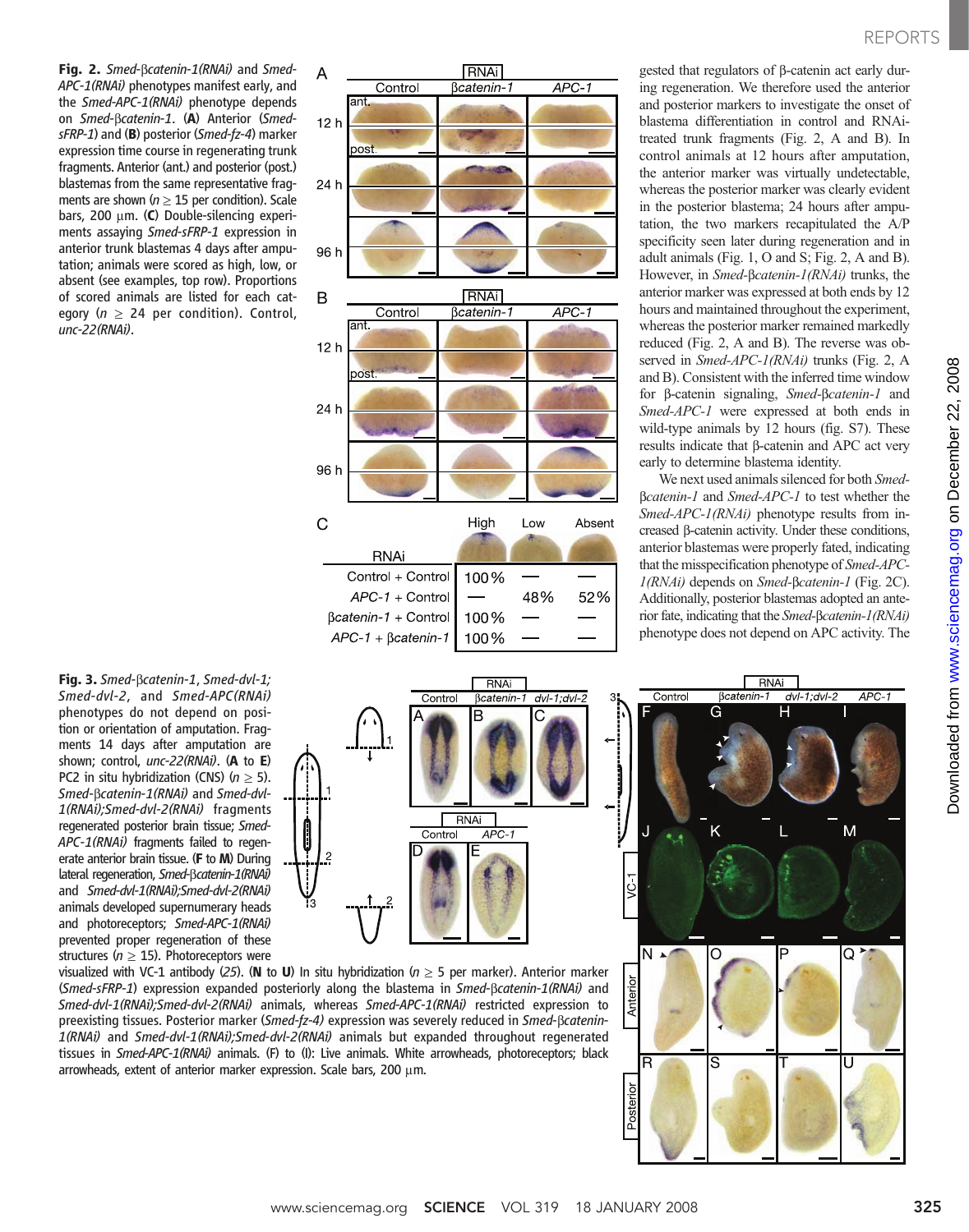**Fig. 2.** *Smed-βcatenin-1(RNAi)* and *Smed-APC-1(RNAi)* phenotypes manifest early, and the *Smed-APC-1(RNAi)* phenotype depends on *Smed-βcatenin-1*. (**A**) Anterior (*Smed-sFRP-1*) and (**B**) posterior (*Smed-fz-4*) marker expression time course in regenerating trunk fragments. Anterior (ant.) and posterior (post.) blastemas from the same representative fragments are shown ($n \geq 15$ per condition). Scale bars, 200 μm. (**C**) Double-silencing experiments assaying *Smed-sFRP-1* expression in anterior trunk blastemas 4 days after amputation; animals were scored as high, low, or absent (see examples, top row). Proportions of scored animals are listed for each category ($n \geq 24$ per condition). Control, *unc-22(RNAi)*.

| RNAi | High | Low | Absent |
|---|---|---|---|
| Control + Control | 100% | — | — |
| APC-1 + Control | — | 48% | 52% |
| βcatenin-1 + Control | 100% | — | — |
| APC-1 + βcatenin-1 | 100% | — | — |

gested that regulators of β-catenin act early during regeneration. We therefore used the anterior and posterior markers to investigate the onset of blastema differentiation in control and RNAi-treated trunk fragments (Fig. 2, A and B). In control animals at 12 hours after amputation, the anterior marker was virtually undetectable, whereas the posterior marker was clearly evident in the posterior blastema; 24 hours after amputation, the two markers recapitulated the A/P specificity seen later during regeneration and in adult animals (Fig. 1, O and S; Fig. 2, A and B). However, in *Smed-βcatenin-1(RNAi)* trunks, the anterior marker was expressed at both ends by 12 hours and maintained throughout the experiment, whereas the posterior marker remained markedly reduced (Fig. 2, A and B). The reverse was observed in *Smed-APC-1(RNAi)* trunks (Fig. 2, A and B). Consistent with the inferred time window for β-catenin signaling, *Smed-βcatenin-1* and *Smed-APC-1* were expressed at both ends in wild-type animals by 12 hours (fig. S7). These results indicate that β-catenin and APC act very early to determine blastema identity.

We next used animals silenced for both *Smed-βcatenin-1* and *Smed-APC-1* to test whether the *Smed-APC-1(RNAi)* phenotype results from increased β-catenin activity. Under these conditions, anterior blastemas were properly fated, indicating that the misspecification phenotype of *Smed-APC-1(RNAi)* depends on *Smed-βcatenin-1* (Fig. 2C). Additionally, posterior blastemas adopted an anterior fate, indicating that the *Smed-βcatenin-1(RNAi)* phenotype does not depend on APC activity. The

**Fig. 3.** *Smed-βcatenin-1*, *Smed-dvl-1; Smed-dvl-2*, and *Smed-APC(RNAi)* phenotypes do not depend on position or orientation of amputation. Fragments 14 days after amputation are shown; control, *unc-22(RNAi)*. (**A** to **E**) PC2 in situ hybridization (CNS) ($n \geq 5$). *Smed-βcatenin-1(RNAi)* and *Smed-dvl-1(RNAi);Smed-dvl-2(RNAi)* fragments regenerated posterior brain tissue; *Smed-APC-1(RNAi)* fragments failed to regenerate anterior brain tissue. (**F** to **M**) During lateral regeneration, *Smed-βcatenin-1(RNAi)* and *Smed-dvl-1(RNAi);Smed-dvl-2(RNAi)* animals developed supernumerary heads and photoreceptors; *Smed-APC-1(RNAi)* prevented proper regeneration of these structures ($n \geq 15$). Photoreceptors were visualized with VC-1 antibody (*25*). (**N** to **U**) In situ hybridization ($n \geq 5$ per marker). Anterior marker (*Smed-sFRP-1*) expression expanded posteriorly along the blastema in *Smed-βcatenin-1(RNAi)* and *Smed-dvl-1(RNAi);Smed-dvl-2(RNAi)* animals, whereas *Smed-APC-1(RNAi)* restricted expression to preexisting tissues. Posterior marker (*Smed-fz-4*) expression was severely reduced in *Smed-βcatenin-1(RNAi)* and *Smed-dvl-1(RNAi);Smed-dvl-2(RNAi)* animals but expanded throughout regenerated tissues in *Smed-APC-1(RNAi)* animals. (F) to (I): Live animals. White arrowheads, photoreceptors; black arrowheads, extent of anterior marker expression. Scale bars, 200 μm.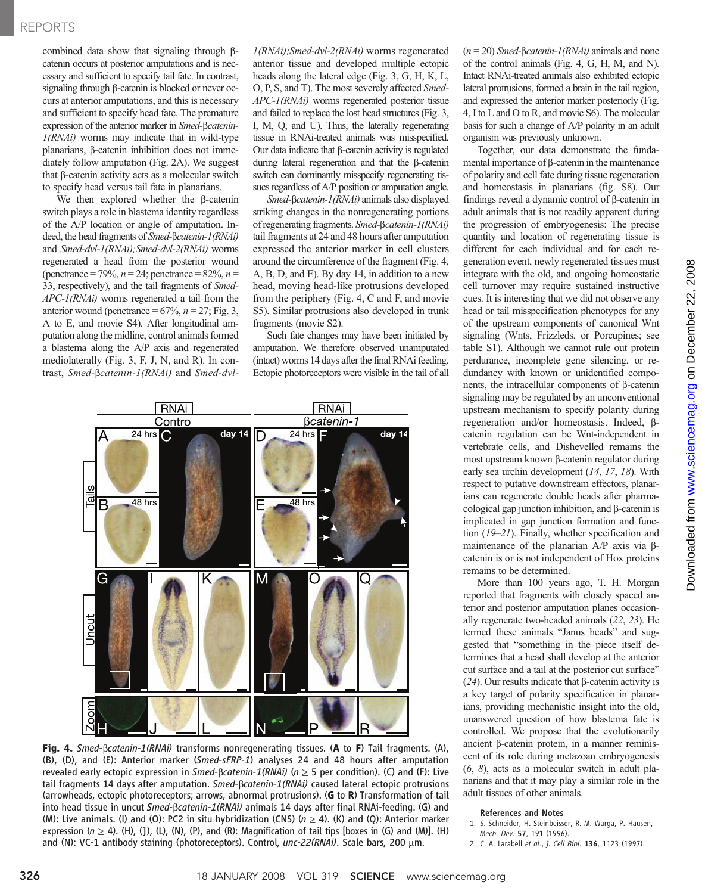combined data show that signaling through β-catenin occurs at posterior amputations and is necessary and sufficient to specify tail fate. In contrast, signaling through β-catenin is blocked or never occurs at anterior amputations, and this is necessary and sufficient to specify head fate. The premature expression of the anterior marker in *Smed-βcatenin-1(RNAi)* worms may indicate that in wild-type planarians, β-catenin inhibition does not immediately follow amputation (Fig. 2A). We suggest that β-catenin activity acts as a molecular switch to specify head versus tail fate in planarians.

We then explored whether the β-catenin switch plays a role in blastema identity regardless of the A/P location or angle of amputation. Indeed, the head fragments of *Smed-βcatenin-1(RNAi)* and *Smed-dvl-1(RNAi);Smed-dvl-2(RNAi)* worms regenerated a head from the posterior wound (penetrance = 79%, $n = 24$; penetrance = 82%, $n = 33$, respectively), and the tail fragments of *Smed-APC-1(RNAi)* worms regenerated a tail from the anterior wound (penetrance = 67%, $n = 27$; Fig. 3, A to E, and movie S4). After longitudinal amputation along the midline, control animals formed a blastema along the A/P axis and regenerated mediolaterally (Fig. 3, F, J, N, and R). In contrast, *Smed-βcatenin-1(RNAi)* and *Smed-dvl-1(RNAi);Smed-dvl-2(RNAi)* worms regenerated anterior tissue and developed multiple ectopic heads along the lateral edge (Fig. 3, G, H, K, L, O, P, S, and T). The most severely affected *Smed-APC-1(RNAi)* worms regenerated posterior tissue and failed to replace the lost head structures (Fig. 3, I, M, Q, and U). Thus, the laterally regenerating tissue in RNAi-treated animals was misspecified. Our data indicate that β-catenin activity is regulated during lateral regeneration and that the β-catenin switch can dominantly misspecify regenerating tissues regardless of A/P position or amputation angle.

*Smed-βcatenin-1(RNAi)* animals also displayed striking changes in the nonregenerating portions of regenerating fragments. *Smed-βcatenin-1(RNAi)* tail fragments at 24 and 48 hours after amputation expressed the anterior marker in cell clusters around the circumference of the fragment (Fig. 4, A, B, D, and E). By day 14, in addition to a new head, moving head-like protrusions developed from the periphery (Fig. 4, C and F, and movie S5). Similar protrusions also developed in trunk fragments (movie S2).

Such fate changes may have been initiated by amputation. We therefore observed unamputated (intact) worms 14 days after the final RNAi feeding. Ectopic photoreceptors were visible in the tail of all ($n = 20$) *Smed-βcatenin-1(RNAi)* animals and none of the control animals (Fig. 4, G, H, M, and N). Intact RNAi-treated animals also exhibited ectopic lateral protrusions, formed a brain in the tail region, and expressed the anterior marker posteriorly (Fig. 4, I to L and O to R, and movie S6). The molecular basis for such a change of A/P polarity in an adult organism was previously unknown.

Together, our data demonstrate the fundamental importance of β-catenin in the maintenance of polarity and cell fate during tissue regeneration and homeostasis in planarians (fig. S8). Our findings reveal a dynamic control of β-catenin in adult animals that is not readily apparent during the progression of embryogenesis: The precise quantity and location of regenerating tissue is different for each individual and for each regeneration event, newly regenerated tissues must integrate with the old, and ongoing homeostatic cell turnover may require sustained instructive cues. It is interesting that we did not observe any head or tail misspecification phenotypes for any of the upstream components of canonical Wnt signaling (Wnts, Frizzleds, or Porcupines; see table S1). Although we cannot rule out protein perdurance, incomplete gene silencing, or redundancy with known or unidentified components, the intracellular components of β-catenin signaling may be regulated by an unconventional upstream mechanism to specify polarity during regeneration and/or homeostasis. Indeed, β-catenin regulation can be Wnt-independent in vertebrate cells, and Dishevelled remains the most upstream known β-catenin regulator during early sea urchin development (*14*, *17*, *18*). With respect to putative downstream effectors, planarians can regenerate double heads after pharmacological gap junction inhibition, and β-catenin is implicated in gap junction formation and function (*19*–*21*). Finally, whether specification and maintenance of the planarian A/P axis via β-catenin is or is not independent of Hox proteins remains to be determined.

More than 100 years ago, T. H. Morgan reported that fragments with closely spaced anterior and posterior amputation planes occasionally regenerate two-headed animals (*22*, *23*). He termed these animals "Janus heads" and suggested that "something in the piece itself determines that a head shall develop at the anterior cut surface and a tail at the posterior cut surface" (*24*). Our results indicate that β-catenin activity is a key target of polarity specification in planarians, providing mechanistic insight into the old, unanswered question of how blastema fate is controlled. We propose that the evolutionarily ancient β-catenin protein, in a manner reminiscent of its role during metazoan embryogenesis (*6*, *8*), acts as a molecular switch in adult planarians and that it may play a similar role in the adult tissues of other animals.

**Fig. 4.** *Smed-βcatenin-1(RNAi)* transforms nonregenerating tissues. (**A** to **F**) Tail fragments. (A), (B), (D), and (E): Anterior marker (*Smed-sFRP-1*) analyses 24 and 48 hours after amputation revealed early ectopic expression in *Smed-βcatenin-1(RNAi)* ($n \geq 5$ per condition). (C) and (F): Live tail fragments 14 days after amputation. *Smed-βcatenin-1(RNAi)* caused lateral ectopic protrusions (arrowheads, ectopic photoreceptors; arrows, abnormal protrusions). (**G** to **R**) Transformation of tail into head tissue in uncut *Smed-βcatenin-1(RNAi)* animals 14 days after final RNAi-feeding. (G) and (M): Live animals. (I) and (O): PC2 in situ hybridization (CNS) ($n \geq 4$). (K) and (Q): Anterior marker expression ($n \geq 4$). (H), (J), (L), (N), (P), and (R): Magnification of tail tips [boxes in (G) and (M)]. (H) and (N): VC-1 antibody staining (photoreceptors). Control, *unc-22(RNAi)*. Scale bars, 200 μm.

### References and Notes

1. S. Schneider, H. Steinbeisser, R. M. Warga, P. Hausen, *Mech. Dev.* **57**, 191 (1996).
2. C. A. Larabell *et al.*, *J. Cell Biol.* **136**, 1123 (1997).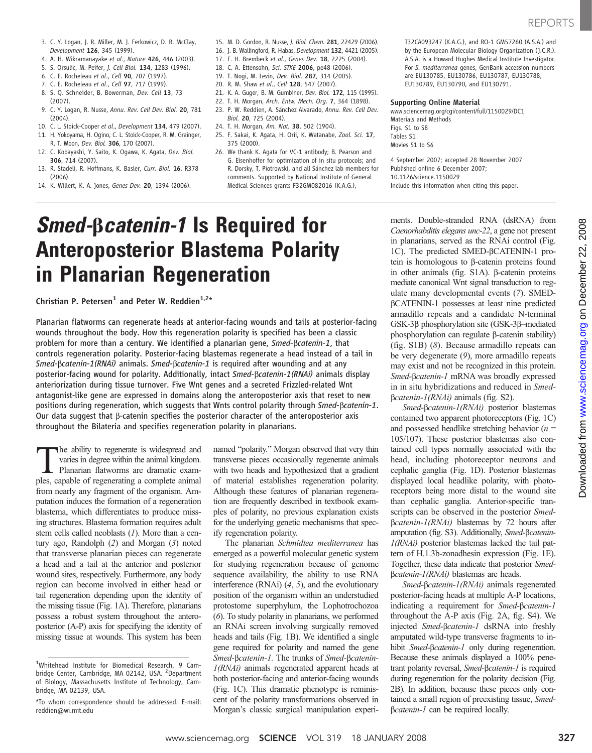3. C. Y. Logan, J. R. Miller, M. J. Ferkowicz, D. R. McClay, *Development* **126**, 345 (1999).
4. A. H. Wikramanayake *et al.*, *Nature* **426**, 446 (2003).
5. S. Orsulic, M. Peifer, *J. Cell Biol.* **134**, 1283 (1996).
6. C. E. Rocheleau *et al.*, *Cell* **90**, 707 (1997).
7. C. E. Rocheleau *et al.*, *Cell* **97**, 717 (1999).
8. S. Q. Schneider, B. Bowerman, *Dev. Cell* **13**, 73 (2007).
9. C. Y. Logan, R. Nusse, *Annu. Rev. Cell Dev. Biol.* **20**, 781 (2004).
10. C. L. Stoick-Cooper *et al.*, *Development* **134**, 479 (2007).
11. H. Yokoyama, H. Ogino, C. L. Stoick-Cooper, R. M. Grainger, R. T. Moon, *Dev. Biol.* **306**, 714 (2007).
12. C. Kobayashi, Y. Saito, K. Ogawa, K. Agata, *Dev. Biol.* **306**, 714 (2007).
13. R. Stadeli, R. Hoffmans, K. Basler, *Curr. Biol.* **16**, R378 (2006).
14. K. Willert, K. A. Jones, *Genes Dev.* **20**, 1394 (2006).
15. M. D. Gordon, R. Nusse, *J. Biol. Chem.* **281**, 22429 (2006).
16. J. B. Wallingford, R. Habas, *Development* **132**, 4421 (2005).
17. F. H. Brembeck *et al.*, *Genes Dev.* **18**, 2225 (2004).
18. C. A. Ettensohn, *Sci. STKE* **2006**, pe48 (2006).
19. T. Nogi, M. Levin, *Dev. Biol.* **287**, 314 (2005).
20. R. M. Shaw *et al.*, *Cell* **128**, 547 (2007).
21. K. A. Guger, B. M. Gumbiner, *Dev. Biol.* **172**, 115 (1995).
22. T. H. Morgan, *Arch. Entw. Mech. Org.* **7**, 364 (1898).
23. P. W. Reddien, A. Sánchez Alvarado, *Annu. Rev. Cell Dev. Biol.* **20**, 725 (2004).
24. T. H. Morgan, *Am. Nat.* **38**, 502 (1904).
25. F. Sakai, K. Agata, H. Orii, K. Watanabe, *Zool. Sci.* **17**, 375 (2000).
26. We thank K. Agata for VC-1 antibody; B. Pearson and G. Eisenhoffer for optimization of in situ protocols; and R. Dorsky, T. Piotrowski, and all Sánchez lab members for comments. Supported by National Institute of General Medical Sciences grants F32GM082016 (K.A.G.), T32CA093247 (K.A.G.), and RO-1 GM57260 (A.S.A.) and by the European Molecular Biology Organization (J.C.R.). A.S.A. is a Howard Hughes Medical Institute Investigator. For *S. mediterranea* genes, GenBank accession numbers are EU130785, EU130786, EU130787, EU130788, EU130789, EU130790, and EU130791.

**Supporting Online Material**
www.sciencemag.org/cgi/content/full/1150029/DC1
Materials and Methods
Figs. S1 to S8
Tables S1
Movies S1 to S6

4 September 2007; accepted 28 November 2007
Published online 6 December 2007;
10.1126/science.1150029
Include this information when citing this paper.

# *Smed-βcatenin-1* Is Required for Anteroposterior Blastema Polarity in Planarian Regeneration

Christian P. Petersen[1] and Peter W. Reddien[1,2*]

**Planarian flatworms can regenerate heads at anterior-facing wounds and tails at posterior-facing wounds throughout the body. How this regeneration polarity is specified has been a classic problem for more than a century. We identified a planarian gene, *Smed-βcatenin-1*, that controls regeneration polarity. Posterior-facing blastemas regenerate a head instead of a tail in *Smed-βcatenin-1(RNAi)* animals. *Smed-βcatenin-1* is required after wounding and at any posterior-facing wound for polarity. Additionally, intact *Smed-βcatenin-1(RNAi)* animals display anteriorization during tissue turnover. Five Wnt genes and a secreted Frizzled-related Wnt antagonist-like gene are expressed in domains along the anteroposterior axis that reset to new positions during regeneration, which suggests that Wnts control polarity through *Smed-βcatenin-1*. Our data suggest that β-catenin specifies the posterior character of the anteroposterior axis throughout the Bilateria and specifies regeneration polarity in planarians.**

The ability to regenerate is widespread and varies in degree within the animal kingdom. Planarian flatworms are dramatic examples, capable of regenerating a complete animal from nearly any fragment of the organism. Amputation induces the formation of a regeneration blastema, which differentiates to produce missing structures. Blastema formation requires adult stem cells called neoblasts (*1*). More than a century ago, Randolph (*2*) and Morgan (*3*) noted that transverse planarian pieces can regenerate a head and a tail at the anterior and posterior wound sites, respectively. Furthermore, any body region can become involved in either head or tail regeneration depending upon the identity of the missing tissue (Fig. 1A). Therefore, planarians possess a robust system throughout the anteroposterior (A-P) axis for specifying the identity of missing tissue at wounds. This system has been named "polarity." Morgan observed that very thin transverse pieces occasionally regenerate animals with two heads and hypothesized that a gradient of material establishes regeneration polarity. Although these features of planarian regeneration are frequently described in textbook examples of polarity, no previous explanation exists for the underlying genetic mechanisms that specify regeneration polarity.

The planarian *Schmidtea mediterranea* has emerged as a powerful molecular genetic system for studying regeneration because of genome sequence availability, the ability to use RNA interference (RNAi) (*4*, *5*), and the evolutionary position of the organism within an understudied protostome superphylum, the Lophotrochozoa (*6*). To study polarity in planarians, we performed an RNAi screen involving surgically removed heads and tails (Fig. 1B). We identified a single gene required for polarity and named the gene *Smed-βcatenin-1*. The trunks of *Smed-βcatenin-1(RNAi)* animals regenerated apparent heads at both posterior-facing and anterior-facing wounds (Fig. 1C). This dramatic phenotype is reminiscent of the polarity transformations observed in Morgan's classic surgical manipulation experiments. Double-stranded RNA (dsRNA) from *Caenorhabditis elegans unc-22*, a gene not present in planarians, served as the RNAi control (Fig. 1C). The predicted SMED-βCATENIN-1 protein is homologous to β-catenin proteins found in other animals (fig. S1A). β-catenin proteins mediate canonical Wnt signal transduction to regulate many developmental events (*7*). SMED-βCATENIN-1 possesses at least nine predicted armadillo repeats and a candidate N-terminal GSK-3β phosphorylation site (GSK-3β–mediated phosphorylation can regulate β-catenin stability) (fig. S1B) (*8*). Because armadillo repeats can be very degenerate (*9*), more armadillo repeats may exist and not be recognized in this protein. *Smed-βcatenin-1* mRNA was broadly expressed in in situ hybridizations and reduced in *Smed-βcatenin-1(RNAi)* animals (fig. S2).

*Smed-βcatenin-1(RNAi)* posterior blastemas contained two apparent photoreceptors (Fig. 1C) and possessed headlike stretching behavior ($n$ = 105/107). These posterior blastemas also contained cell types normally associated with the head, including photoreceptor neurons and cephalic ganglia (Fig. 1D). Posterior blastemas displayed local headlike polarity, with photoreceptors being more distal to the wound site than cephalic ganglia. Anterior-specific transcripts can be observed in the posterior *Smed-βcatenin-1(RNAi)* blastemas by 72 hours after amputation (fig. S3). Additionally, *Smed-βcatenin-1(RNAi)* posterior blastemas lacked the tail pattern of H.1.3b-zonadhesin expression (Fig. 1E). Together, these data indicate that posterior *Smed-βcatenin-1(RNAi)* blastemas are heads.

*Smed-βcatenin-1(RNAi)* animals regenerated posterior-facing heads at multiple A-P locations, indicating a requirement for *Smed-βcatenin-1* throughout the A-P axis (Fig. 2A, fig. S4). We injected *Smed-βcatenin-1* dsRNA into freshly amputated wild-type transverse fragments to inhibit *Smed-βcatenin-1* only during regeneration. Because these animals displayed a 100% penetrant polarity reversal, *Smed-βcatenin-1* is required during regeneration for the polarity decision (Fig. 2B). In addition, because these pieces only contained a small region of preexisting tissue, *Smed-βcatenin-1* can be required locally.

[1]Whitehead Institute for Biomedical Research, 9 Cambridge Center, Cambridge, MA 02142, USA. [2]Department of Biology, Massachusetts Institute of Technology, Cambridge, MA 02139, USA.

*To whom correspondence should be addressed. E-mail: reddien@wi.mit.edu